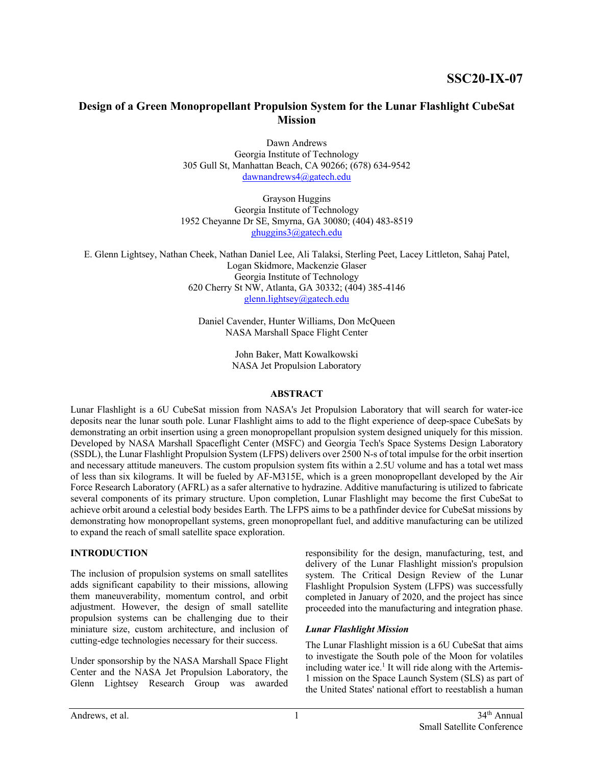SSC20-IX-07

# Design of a Green Monopropellant Propulsion System for the Lunar Flashlight CubeSat Mission

Dawn Andrews
Georgia Institute of Technology
305 Gull St, Manhattan Beach, CA 90266; (678) 634-9542
dawnandrews4@gatech.edu

Grayson Huggins
Georgia Institute of Technology
1952 Cheyanne Dr SE, Smyrna, GA 30080; (404) 483-8519
ghuggins3@gatech.edu

E. Glenn Lightsey, Nathan Cheek, Nathan Daniel Lee, Ali Talaksi, Sterling Peet, Lacey Littleton, Sahaj Patel, Logan Skidmore, Mackenzie Glaser
Georgia Institute of Technology
620 Cherry St NW, Atlanta, GA 30332; (404) 385-4146
glenn.lightsey@gatech.edu

Daniel Cavender, Hunter Williams, Don McQueen
NASA Marshall Space Flight Center

John Baker, Matt Kowalkowski
NASA Jet Propulsion Laboratory

## ABSTRACT

Lunar Flashlight is a 6U CubeSat mission from NASA's Jet Propulsion Laboratory that will search for water-ice deposits near the lunar south pole. Lunar Flashlight aims to add to the flight experience of deep-space CubeSats by demonstrating an orbit insertion using a green monopropellant propulsion system designed uniquely for this mission. Developed by NASA Marshall Spaceflight Center (MSFC) and Georgia Tech's Space Systems Design Laboratory (SSDL), the Lunar Flashlight Propulsion System (LFPS) delivers over 2500 N-s of total impulse for the orbit insertion and necessary attitude maneuvers. The custom propulsion system fits within a 2.5U volume and has a total wet mass of less than six kilograms. It will be fueled by AF-M315E, which is a green monopropellant developed by the Air Force Research Laboratory (AFRL) as a safer alternative to hydrazine. Additive manufacturing is utilized to fabricate several components of its primary structure. Upon completion, Lunar Flashlight may become the first CubeSat to achieve orbit around a celestial body besides Earth. The LFPS aims to be a pathfinder device for CubeSat missions by demonstrating how monopropellant systems, green monopropellant fuel, and additive manufacturing can be utilized to expand the reach of small satellite space exploration.

## INTRODUCTION

The inclusion of propulsion systems on small satellites adds significant capability to their missions, allowing them maneuverability, momentum control, and orbit adjustment. However, the design of small satellite propulsion systems can be challenging due to their miniature size, custom architecture, and inclusion of cutting-edge technologies necessary for their success.

Under sponsorship by the NASA Marshall Space Flight Center and the NASA Jet Propulsion Laboratory, the Glenn Lightsey Research Group was awarded responsibility for the design, manufacturing, test, and delivery of the Lunar Flashlight mission's propulsion system. The Critical Design Review of the Lunar Flashlight Propulsion System (LFPS) was successfully completed in January of 2020, and the project has since proceeded into the manufacturing and integration phase.

### *Lunar Flashlight Mission*

The Lunar Flashlight mission is a 6U CubeSat that aims to investigate the South pole of the Moon for volatiles including water ice.[1] It will ride along with the Artemis-1 mission on the Space Launch System (SLS) as part of the United States' national effort to reestablish a human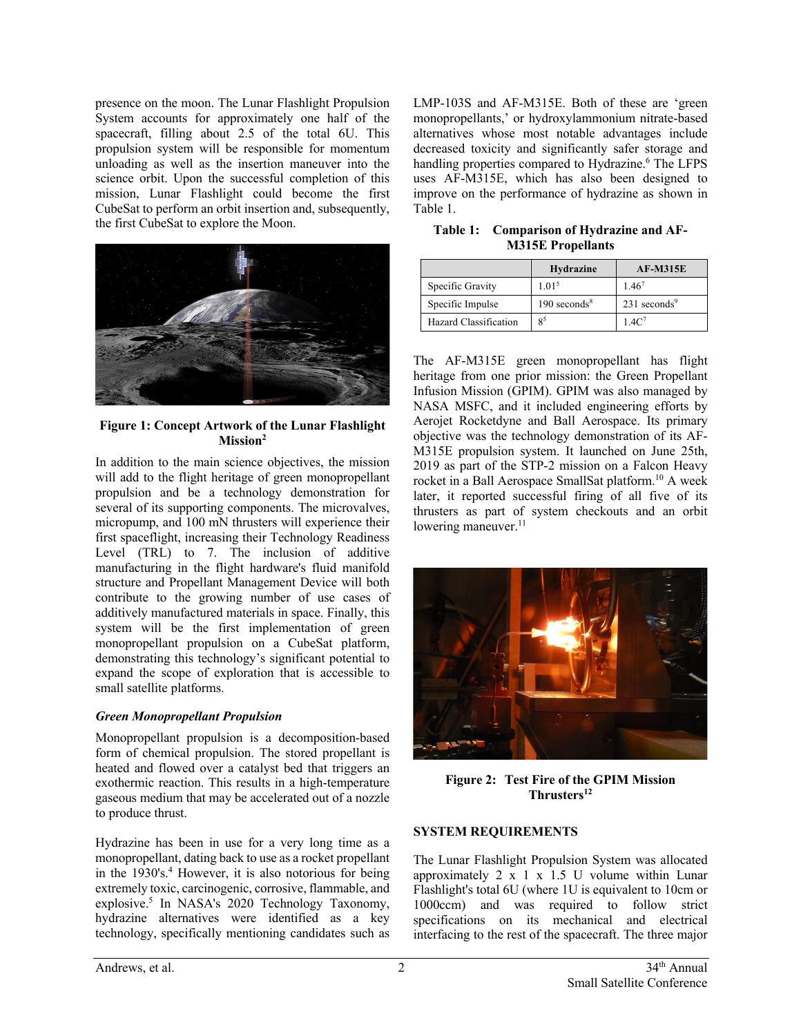presence on the moon. The Lunar Flashlight Propulsion System accounts for approximately one half of the spacecraft, filling about 2.5 of the total 6U. This propulsion system will be responsible for momentum unloading as well as the insertion maneuver into the science orbit. Upon the successful completion of this mission, Lunar Flashlight could become the first CubeSat to perform an orbit insertion and, subsequently, the first CubeSat to explore the Moon.

**Figure 1: Concept Artwork of the Lunar Flashlight Mission[2]**

In addition to the main science objectives, the mission will add to the flight heritage of green monopropellant propulsion and be a technology demonstration for several of its supporting components. The microvalves, micropump, and 100 mN thrusters will experience their first spaceflight, increasing their Technology Readiness Level (TRL) to 7. The inclusion of additive manufacturing in the flight hardware's fluid manifold structure and Propellant Management Device will both contribute to the growing number of use cases of additively manufactured materials in space. Finally, this system will be the first implementation of green monopropellant propulsion on a CubeSat platform, demonstrating this technology's significant potential to expand the scope of exploration that is accessible to small satellite platforms.

### *Green Monopropellant Propulsion*

Monopropellant propulsion is a decomposition-based form of chemical propulsion. The stored propellant is heated and flowed over a catalyst bed that triggers an exothermic reaction. This results in a high-temperature gaseous medium that may be accelerated out of a nozzle to produce thrust.

Hydrazine has been in use for a very long time as a monopropellant, dating back to use as a rocket propellant in the 1930's.[4] However, it is also notorious for being extremely toxic, carcinogenic, corrosive, flammable, and explosive.[5] In NASA's 2020 Technology Taxonomy, hydrazine alternatives were identified as a key technology, specifically mentioning candidates such as LMP-103S and AF-M315E. Both of these are 'green monopropellants,' or hydroxylammonium nitrate-based alternatives whose most notable advantages include decreased toxicity and significantly safer storage and handling properties compared to Hydrazine.[6] The LFPS uses AF-M315E, which has also been designed to improve on the performance of hydrazine as shown in Table 1.

**Table 1: Comparison of Hydrazine and AF-M315E Propellants**

| | Hydrazine | AF-M315E |
|---|---|---|
| Specific Gravity | 1.01[5] | 1.46[7] |
| Specific Impulse | 190 seconds[8] | 231 seconds[9] |
| Hazard Classification | 8[5] | 1.4C[7] |

The AF-M315E green monopropellant has flight heritage from one prior mission: the Green Propellant Infusion Mission (GPIM). GPIM was also managed by NASA MSFC, and it included engineering efforts by Aerojet Rocketdyne and Ball Aerospace. Its primary objective was the technology demonstration of its AF-M315E propulsion system. It launched on June 25th, 2019 as part of the STP-2 mission on a Falcon Heavy rocket in a Ball Aerospace SmallSat platform.[10] A week later, it reported successful firing of all five of its thrusters as part of system checkouts and an orbit lowering maneuver.[11]

**Figure 2: Test Fire of the GPIM Mission Thrusters[12]**

## SYSTEM REQUIREMENTS

The Lunar Flashlight Propulsion System was allocated approximately 2 x 1 x 1.5 U volume within Lunar Flashlight's total 6U (where 1U is equivalent to 10cm or 1000ccm) and was required to follow strict specifications on its mechanical and electrical interfacing to the rest of the spacecraft. The three major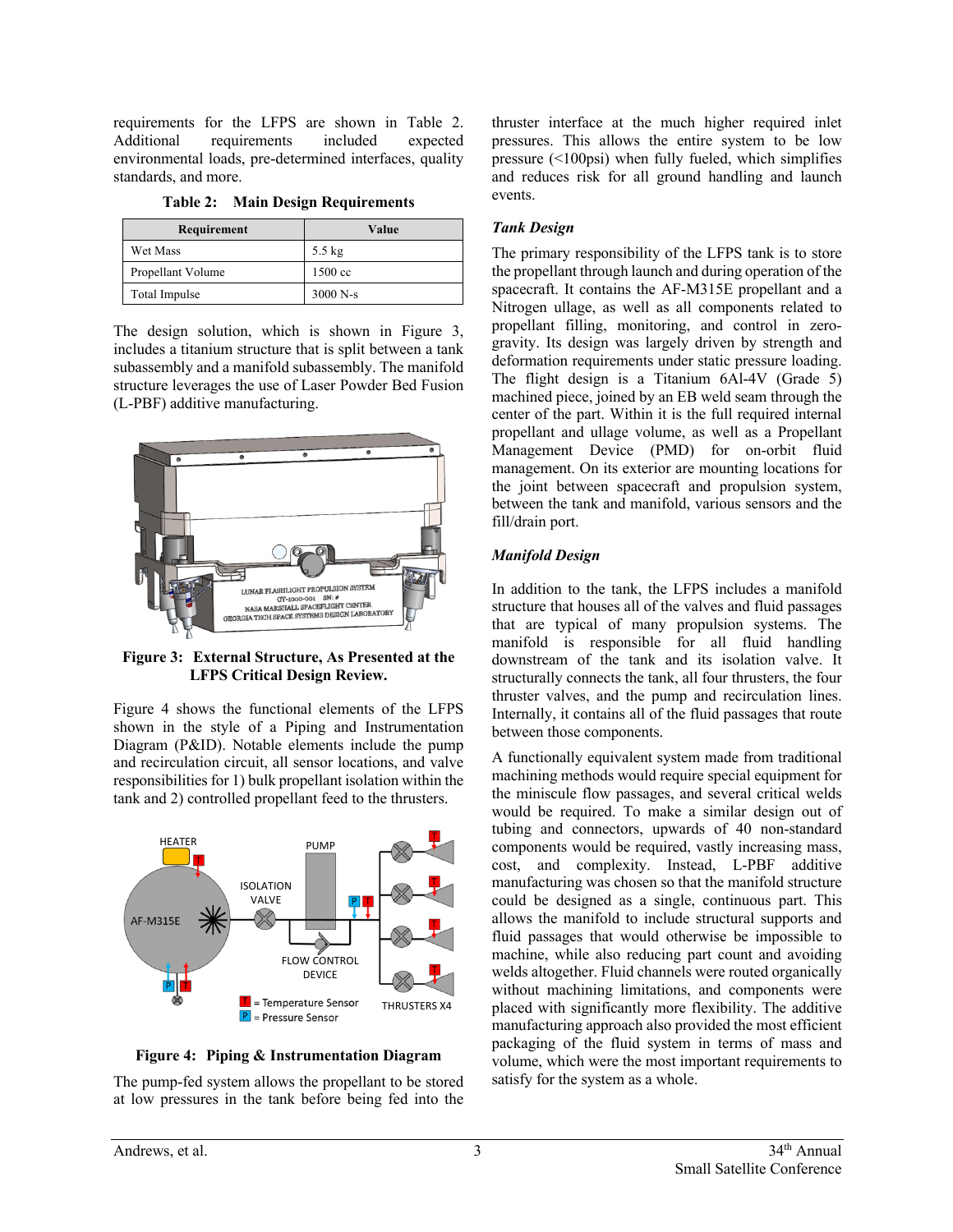requirements for the LFPS are shown in Table 2. Additional requirements included expected environmental loads, pre-determined interfaces, quality standards, and more.

**Table 2: Main Design Requirements**

| Requirement | Value |
| --- | --- |
| Wet Mass | 5.5 kg |
| Propellant Volume | 1500 cc |
| Total Impulse | 3000 N-s |

The design solution, which is shown in Figure 3, includes a titanium structure that is split between a tank subassembly and a manifold subassembly. The manifold structure leverages the use of Laser Powder Bed Fusion (L-PBF) additive manufacturing.

**Figure 3: External Structure, As Presented at the LFPS Critical Design Review.**

Figure 4 shows the functional elements of the LFPS shown in the style of a Piping and Instrumentation Diagram (P&ID). Notable elements include the pump and recirculation circuit, all sensor locations, and valve responsibilities for 1) bulk propellant isolation within the tank and 2) controlled propellant feed to the thrusters.

**Figure 4: Piping & Instrumentation Diagram**

The pump-fed system allows the propellant to be stored at low pressures in the tank before being fed into the thruster interface at the much higher required inlet pressures. This allows the entire system to be low pressure (<100psi) when fully fueled, which simplifies and reduces risk for all ground handling and launch events.

### *Tank Design*

The primary responsibility of the LFPS tank is to store the propellant through launch and during operation of the spacecraft. It contains the AF-M315E propellant and a Nitrogen ullage, as well as all components related to propellant filling, monitoring, and control in zero-gravity. Its design was largely driven by strength and deformation requirements under static pressure loading. The flight design is a Titanium 6Al-4V (Grade 5) machined piece, joined by an EB weld seam through the center of the part. Within it is the full required internal propellant and ullage volume, as well as a Propellant Management Device (PMD) for on-orbit fluid management. On its exterior are mounting locations for the joint between spacecraft and propulsion system, between the tank and manifold, various sensors and the fill/drain port.

### *Manifold Design*

In addition to the tank, the LFPS includes a manifold structure that houses all of the valves and fluid passages that are typical of many propulsion systems. The manifold is responsible for all fluid handling downstream of the tank and its isolation valve. It structurally connects the tank, all four thrusters, the four thruster valves, and the pump and recirculation lines. Internally, it contains all of the fluid passages that route between those components.

A functionally equivalent system made from traditional machining methods would require special equipment for the miniscule flow passages, and several critical welds would be required. To make a similar design out of tubing and connectors, upwards of 40 non-standard components would be required, vastly increasing mass, cost, and complexity. Instead, L-PBF additive manufacturing was chosen so that the manifold structure could be designed as a single, continuous part. This allows the manifold to include structural supports and fluid passages that would otherwise be impossible to machine, while also reducing part count and avoiding welds altogether. Fluid channels were routed organically without machining limitations, and components were placed with significantly more flexibility. The additive manufacturing approach also provided the most efficient packaging of the fluid system in terms of mass and volume, which were the most important requirements to satisfy for the system as a whole.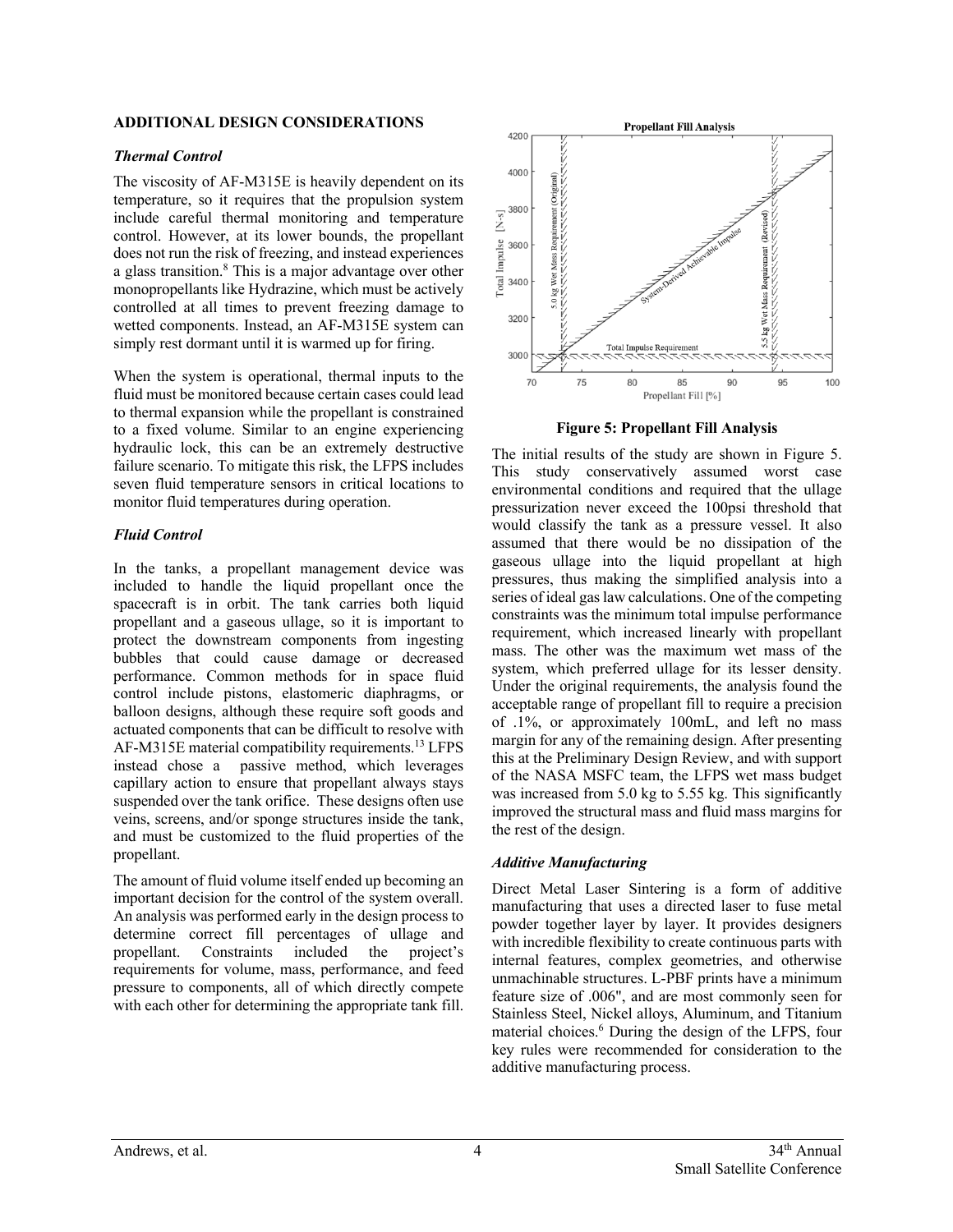## ADDITIONAL DESIGN CONSIDERATIONS

### *Thermal Control*

The viscosity of AF-M315E is heavily dependent on its temperature, so it requires that the propulsion system include careful thermal monitoring and temperature control. However, at its lower bounds, the propellant does not run the risk of freezing, and instead experiences a glass transition.[8] This is a major advantage over other monopropellants like Hydrazine, which must be actively controlled at all times to prevent freezing damage to wetted components. Instead, an AF-M315E system can simply rest dormant until it is warmed up for firing.

When the system is operational, thermal inputs to the fluid must be monitored because certain cases could lead to thermal expansion while the propellant is constrained to a fixed volume. Similar to an engine experiencing hydraulic lock, this can be an extremely destructive failure scenario. To mitigate this risk, the LFPS includes seven fluid temperature sensors in critical locations to monitor fluid temperatures during operation.

### *Fluid Control*

In the tanks, a propellant management device was included to handle the liquid propellant once the spacecraft is in orbit. The tank carries both liquid propellant and a gaseous ullage, so it is important to protect the downstream components from ingesting bubbles that could cause damage or decreased performance. Common methods for in space fluid control include pistons, elastomeric diaphragms, or balloon designs, although these require soft goods and actuated components that can be difficult to resolve with AF-M315E material compatibility requirements.[13] LFPS instead chose a passive method, which leverages capillary action to ensure that propellant always stays suspended over the tank orifice. These designs often use veins, screens, and/or sponge structures inside the tank, and must be customized to the fluid properties of the propellant.

The amount of fluid volume itself ended up becoming an important decision for the control of the system overall. An analysis was performed early in the design process to determine correct fill percentages of ullage and propellant. Constraints included the project's requirements for volume, mass, performance, and feed pressure to components, all of which directly compete with each other for determining the appropriate tank fill.

**Figure 5: Propellant Fill Analysis**

The initial results of the study are shown in Figure 5. This study conservatively assumed worst case environmental conditions and required that the ullage pressurization never exceed the 100psi threshold that would classify the tank as a pressure vessel. It also assumed that there would be no dissipation of the gaseous ullage into the liquid propellant at high pressures, thus making the simplified analysis into a series of ideal gas law calculations. One of the competing constraints was the minimum total impulse performance requirement, which increased linearly with propellant mass. The other was the maximum wet mass of the system, which preferred ullage for its lesser density. Under the original requirements, the analysis found the acceptable range of propellant fill to require a precision of .1%, or approximately 100mL, and left no mass margin for any of the remaining design. After presenting this at the Preliminary Design Review, and with support of the NASA MSFC team, the LFPS wet mass budget was increased from 5.0 kg to 5.55 kg. This significantly improved the structural mass and fluid mass margins for the rest of the design.

### *Additive Manufacturing*

Direct Metal Laser Sintering is a form of additive manufacturing that uses a directed laser to fuse metal powder together layer by layer. It provides designers with incredible flexibility to create continuous parts with internal features, complex geometries, and otherwise unmachinable structures. L-PBF prints have a minimum feature size of .006", and are most commonly seen for Stainless Steel, Nickel alloys, Aluminum, and Titanium material choices.[6] During the design of the LFPS, four key rules were recommended for consideration to the additive manufacturing process.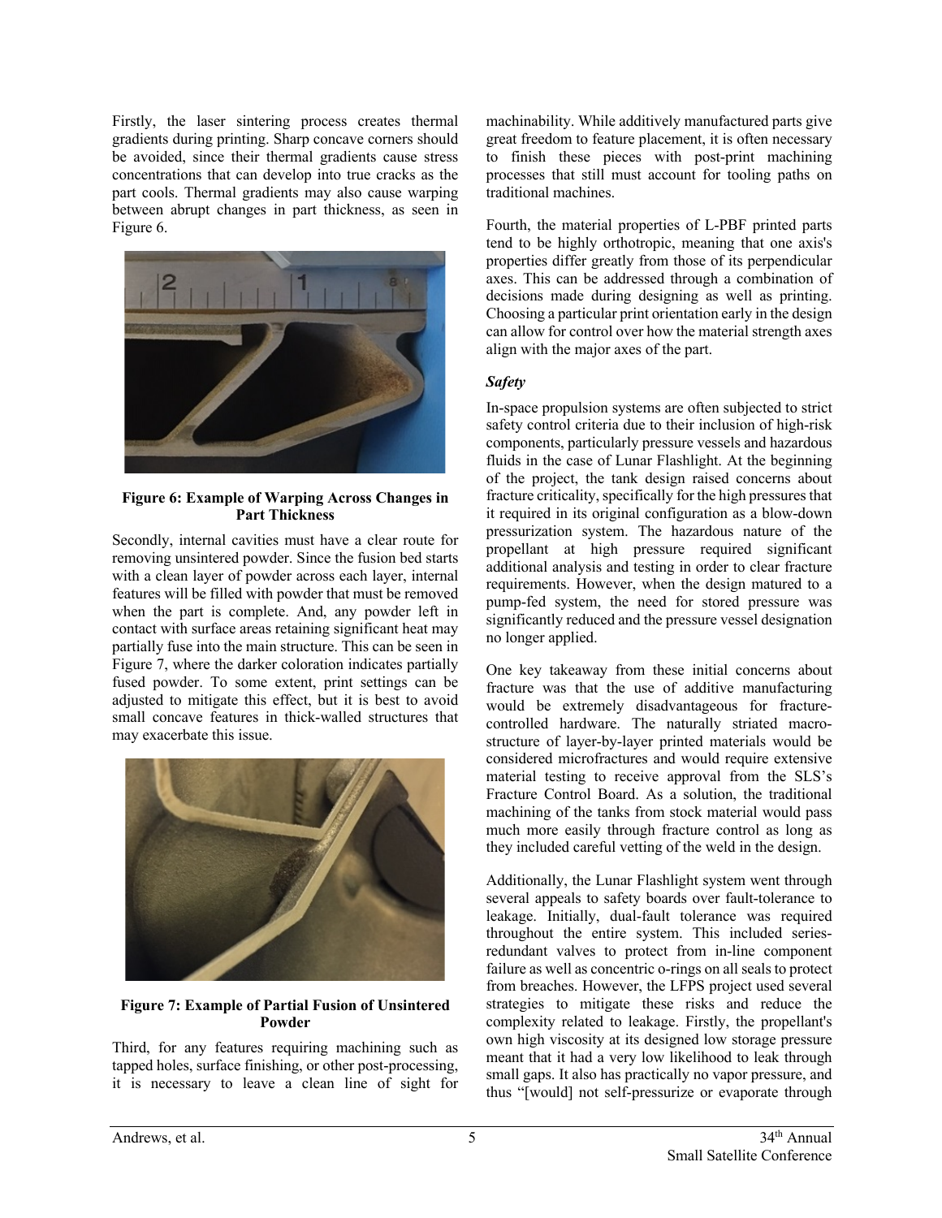Firstly, the laser sintering process creates thermal gradients during printing. Sharp concave corners should be avoided, since their thermal gradients cause stress concentrations that can develop into true cracks as the part cools. Thermal gradients may also cause warping between abrupt changes in part thickness, as seen in Figure 6.

**Figure 6: Example of Warping Across Changes in Part Thickness**

Secondly, internal cavities must have a clear route for removing unsintered powder. Since the fusion bed starts with a clean layer of powder across each layer, internal features will be filled with powder that must be removed when the part is complete. And, any powder left in contact with surface areas retaining significant heat may partially fuse into the main structure. This can be seen in Figure 7, where the darker coloration indicates partially fused powder. To some extent, print settings can be adjusted to mitigate this effect, but it is best to avoid small concave features in thick-walled structures that may exacerbate this issue.

**Figure 7: Example of Partial Fusion of Unsintered Powder**

Third, for any features requiring machining such as tapped holes, surface finishing, or other post-processing, it is necessary to leave a clean line of sight for machinability. While additively manufactured parts give great freedom to feature placement, it is often necessary to finish these pieces with post-print machining processes that still must account for tooling paths on traditional machines.

Fourth, the material properties of L-PBF printed parts tend to be highly orthotropic, meaning that one axis's properties differ greatly from those of its perpendicular axes. This can be addressed through a combination of decisions made during designing as well as printing. Choosing a particular print orientation early in the design can allow for control over how the material strength axes align with the major axes of the part.

***Safety***

In-space propulsion systems are often subjected to strict safety control criteria due to their inclusion of high-risk components, particularly pressure vessels and hazardous fluids in the case of Lunar Flashlight. At the beginning of the project, the tank design raised concerns about fracture criticality, specifically for the high pressures that it required in its original configuration as a blow-down pressurization system. The hazardous nature of the propellant at high pressure required significant additional analysis and testing in order to clear fracture requirements. However, when the design matured to a pump-fed system, the need for stored pressure was significantly reduced and the pressure vessel designation no longer applied.

One key takeaway from these initial concerns about fracture was that the use of additive manufacturing would be extremely disadvantageous for fracture-controlled hardware. The naturally striated macro-structure of layer-by-layer printed materials would be considered microfractures and would require extensive material testing to receive approval from the SLS's Fracture Control Board. As a solution, the traditional machining of the tanks from stock material would pass much more easily through fracture control as long as they included careful vetting of the weld in the design.

Additionally, the Lunar Flashlight system went through several appeals to safety boards over fault-tolerance to leakage. Initially, dual-fault tolerance was required throughout the entire system. This included series-redundant valves to protect from in-line component failure as well as concentric o-rings on all seals to protect from breaches. However, the LFPS project used several strategies to mitigate these risks and reduce the complexity related to leakage. Firstly, the propellant's own high viscosity at its designed low storage pressure meant that it had a very low likelihood to leak through small gaps. It also has practically no vapor pressure, and thus "[would] not self-pressurize or evaporate through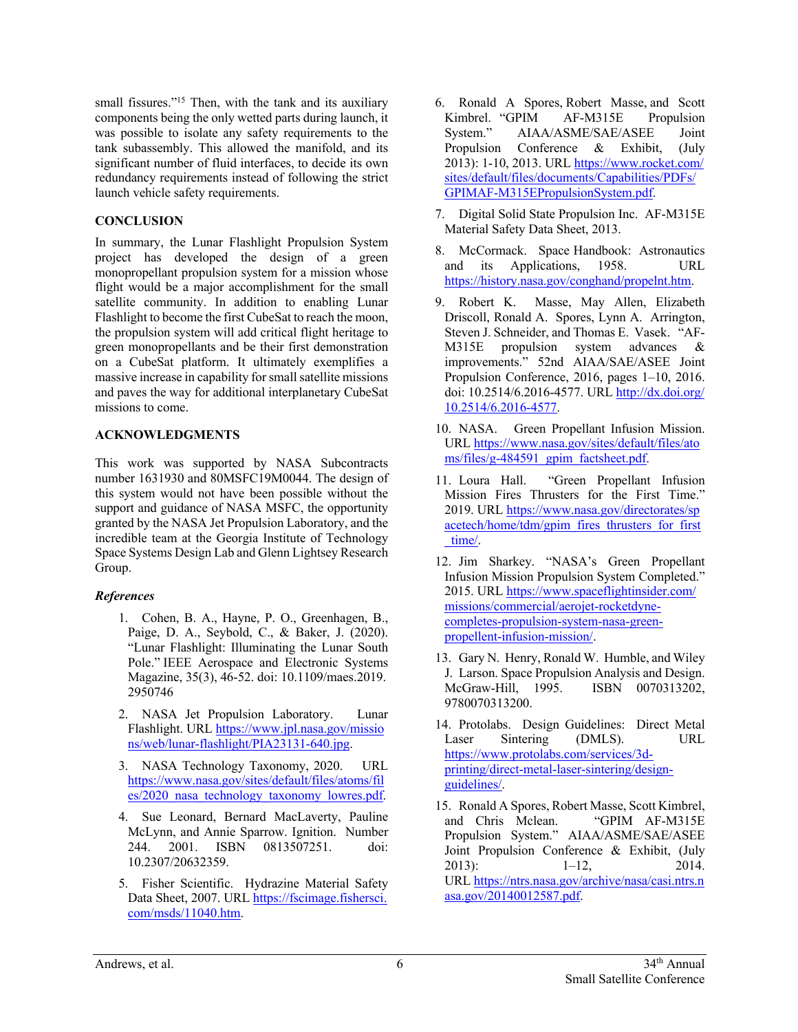small fissures."[15] Then, with the tank and its auxiliary components being the only wetted parts during launch, it was possible to isolate any safety requirements to the tank subassembly. This allowed the manifold, and its significant number of fluid interfaces, to decide its own redundancy requirements instead of following the strict launch vehicle safety requirements.

## CONCLUSION

In summary, the Lunar Flashlight Propulsion System project has developed the design of a green monopropellant propulsion system for a mission whose flight would be a major accomplishment for the small satellite community. In addition to enabling Lunar Flashlight to become the first CubeSat to reach the moon, the propulsion system will add critical flight heritage to green monopropellants and be their first demonstration on a CubeSat platform. It ultimately exemplifies a massive increase in capability for small satellite missions and paves the way for additional interplanetary CubeSat missions to come.

## ACKNOWLEDGMENTS

This work was supported by NASA Subcontracts number 1631930 and 80MSFC19M0044. The design of this system would not have been possible without the support and guidance of NASA MSFC, the opportunity granted by the NASA Jet Propulsion Laboratory, and the incredible team at the Georgia Institute of Technology Space Systems Design Lab and Glenn Lightsey Research Group.

### *References*

1. Cohen, B. A., Hayne, P. O., Greenhagen, B., Paige, D. A., Seybold, C., & Baker, J. (2020). "Lunar Flashlight: Illuminating the Lunar South Pole." IEEE Aerospace and Electronic Systems Magazine, 35(3), 46-52. doi: 10.1109/maes.2019.2950746
2. NASA Jet Propulsion Laboratory. Lunar Flashlight. URL https://www.jpl.nasa.gov/missions/web/lunar-flashlight/PIA23131-640.jpg.
3. NASA Technology Taxonomy, 2020. URL https://www.nasa.gov/sites/default/files/atoms/files/2020_nasa_technology_taxonomy_lowres.pdf.
4. Sue Leonard, Bernard MacLaverty, Pauline McLynn, and Annie Sparrow. Ignition. Number 244. 2001. ISBN 0813507251. doi: 10.2307/20632359.
5. Fisher Scientific. Hydrazine Material Safety Data Sheet, 2007. URL https://fscimage.fishersci.com/msds/11040.htm.
6. Ronald A Spores, Robert Masse, and Scott Kimbrel. "GPIM AF-M315E Propulsion System." AIAA/ASME/SAE/ASEE Joint Propulsion Conference & Exhibit, (July 2013): 1-10, 2013. URL https://www.rocket.com/sites/default/files/documents/Capabilities/PDFs/GPIMAF-M315EPropulsionSystem.pdf.
7. Digital Solid State Propulsion Inc. AF-M315E Material Safety Data Sheet, 2013.
8. McCormack. Space Handbook: Astronautics and its Applications, 1958. URL https://history.nasa.gov/conghand/propelnt.htm.
9. Robert K. Masse, May Allen, Elizabeth Driscoll, Ronald A. Spores, Lynn A. Arrington, Steven J. Schneider, and Thomas E. Vasek. "AF-M315E propulsion system advances & improvements." 52nd AIAA/SAE/ASEE Joint Propulsion Conference, 2016, pages 1–10, 2016. doi: 10.2514/6.2016-4577. URL http://dx.doi.org/10.2514/6.2016-4577.
10. NASA. Green Propellant Infusion Mission. URL https://www.nasa.gov/sites/default/files/atoms/files/g-484591_gpim_factsheet.pdf.
11. Loura Hall. "Green Propellant Infusion Mission Fires Thrusters for the First Time." 2019. URL https://www.nasa.gov/directorates/spacetech/home/tdm/gpim_fires_thrusters_for_first_time/.
12. Jim Sharkey. "NASA's Green Propellant Infusion Mission Propulsion System Completed." 2015. URL https://www.spaceflightinsider.com/missions/commercial/aerojet-rocketdyne-completes-propulsion-system-nasa-green-propellent-infusion-mission/.
13. Gary N. Henry, Ronald W. Humble, and Wiley J. Larson. Space Propulsion Analysis and Design. McGraw-Hill, 1995. ISBN 0070313202, 9780070313200.
14. Protolabs. Design Guidelines: Direct Metal Laser Sintering (DMLS). URL https://www.protolabs.com/services/3d-printing/direct-metal-laser-sintering/design-guidelines/.
15. Ronald A Spores, Robert Masse, Scott Kimbrel, and Chris Mclean. "GPIM AF-M315E Propulsion System." AIAA/ASME/SAE/ASEE Joint Propulsion Conference & Exhibit, (July 2013): 1–12, 2014. URL https://ntrs.nasa.gov/archive/nasa/casi.ntrs.nasa.gov/20140012587.pdf.